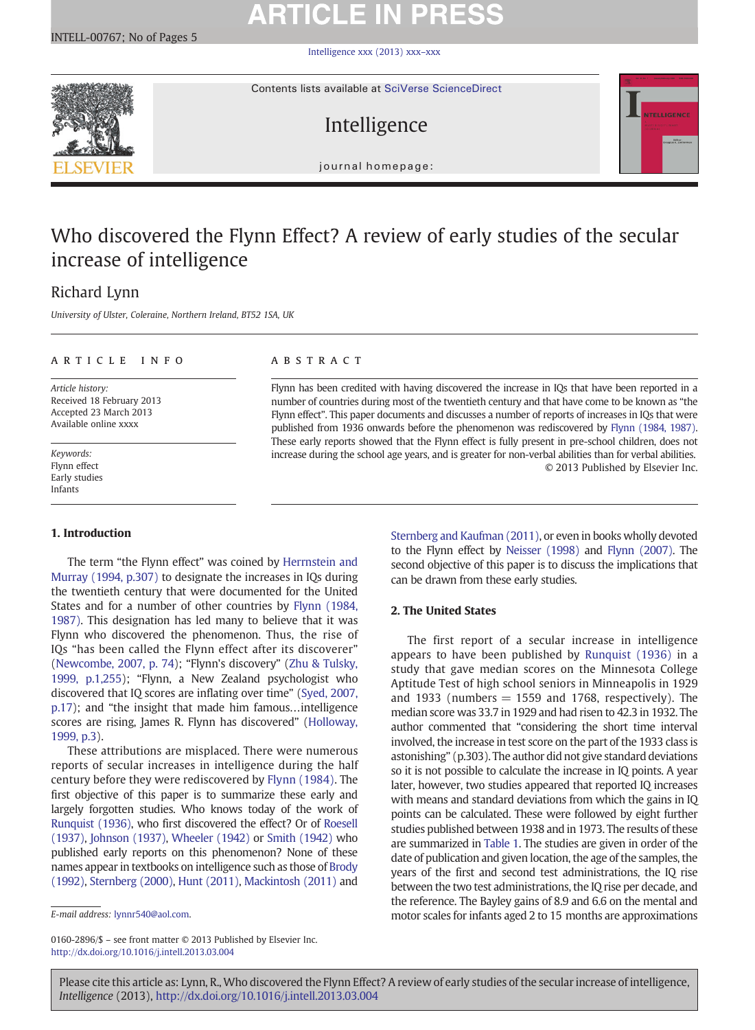# Who discovered the Flynn Effect? A review of early studies of the secular increase of intelligence

Richard Lynn

*University of Ulster, Coleraine, Northern Ireland, BT52 1SA, UK*

**ARTICLE INFO**

*Article history:*
Received 18 February 2013
Accepted 23 March 2013
Available online xxxx

*Keywords:*
Flynn effect
Early studies
Infants

**ABSTRACT**

Flynn has been credited with having discovered the increase in IQs that have been reported in a number of countries during most of the twentieth century and that have come to be known as "the Flynn effect". This paper documents and discusses a number of reports of increases in IQs that were published from 1936 onwards before the phenomenon was rediscovered by Flynn (1984, 1987). These early reports showed that the Flynn effect is fully present in pre-school children, does not increase during the school age years, and is greater for non-verbal abilities than for verbal abilities.

© 2013 Published by Elsevier Inc.

## 1. Introduction

The term "the Flynn effect" was coined by Herrnstein and Murray (1994, p.307) to designate the increases in IQs during the twentieth century that were documented for the United States and for a number of other countries by Flynn (1984, 1987). This designation has led many to believe that it was Flynn who discovered the phenomenon. Thus, the rise of IQs "has been called the Flynn effect after its discoverer" (Newcombe, 2007, p. 74); "Flynn's discovery" (Zhu & Tulsky, 1999, p.1,255); "Flynn, a New Zealand psychologist who discovered that IQ scores are inflating over time" (Syed, 2007, p.17); and "the insight that made him famous…intelligence scores are rising, James R. Flynn has discovered" (Holloway, 1999, p.3).

These attributions are misplaced. There were numerous reports of secular increases in intelligence during the half century before they were rediscovered by Flynn (1984). The first objective of this paper is to summarize these early and largely forgotten studies. Who knows today of the work of Runquist (1936), who first discovered the effect? Or of Roesell (1937), Johnson (1937), Wheeler (1942) or Smith (1942) who published early reports on this phenomenon? None of these names appear in textbooks on intelligence such as those of Brody (1992), Sternberg (2000), Hunt (2011), Mackintosh (2011) and Sternberg and Kaufman (2011), or even in books wholly devoted to the Flynn effect by Neisser (1998) and Flynn (2007). The second objective of this paper is to discuss the implications that can be drawn from these early studies.

## 2. The United States

The first report of a secular increase in intelligence appears to have been published by Runquist (1936) in a study that gave median scores on the Minnesota College Aptitude Test of high school seniors in Minneapolis in 1929 and 1933 (numbers = 1559 and 1768, respectively). The median score was 33.7 in 1929 and had risen to 42.3 in 1932. The author commented that "considering the short time interval involved, the increase in test score on the part of the 1933 class is astonishing" (p.303). The author did not give standard deviations so it is not possible to calculate the increase in IQ points. A year later, however, two studies appeared that reported IQ increases with means and standard deviations from which the gains in IQ points can be calculated. These were followed by eight further studies published between 1938 and in 1973. The results of these are summarized in Table 1. The studies are given in order of the date of publication and given location, the age of the samples, the years of the first and second test administrations, the IQ rise between the two test administrations, the IQ rise per decade, and the reference. The Bayley gains of 8.9 and 6.6 on the mental and motor scales for infants aged 2 to 15 months are approximations

E-mail address: lynnr540@aol.com.

0160-2896/$ – see front matter © 2013 Published by Elsevier Inc.
http://dx.doi.org/10.1016/j.intell.2013.03.004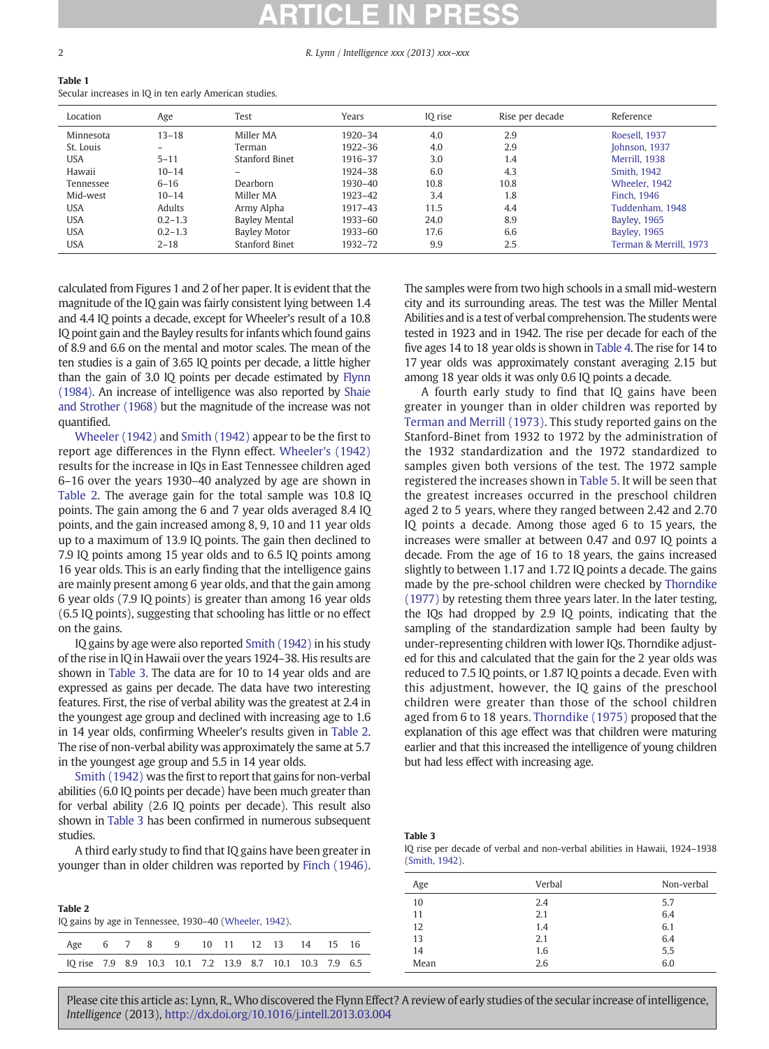**Table 1**
Secular increases in IQ in ten early American studies.

| Location | Age | Test | Years | IQ rise | Rise per decade | Reference |
|---|---|---|---|---|---|---|
| Minnesota | 13–18 | Miller MA | 1920–34 | 4.0 | 2.9 | Roesell, 1937 |
| St. Louis | – | Terman | 1922–36 | 4.0 | 2.9 | Johnson, 1937 |
| USA | 5–11 | Stanford Binet | 1916–37 | 3.0 | 1.4 | Merrill, 1938 |
| Hawaii | 10–14 | – | 1924–38 | 6.0 | 4.3 | Smith, 1942 |
| Tennessee | 6–16 | Dearborn | 1930–40 | 10.8 | 10.8 | Wheeler, 1942 |
| Mid-west | 10–14 | Miller MA | 1923–42 | 3.4 | 1.8 | Finch, 1946 |
| USA | Adults | Army Alpha | 1917–43 | 11.5 | 4.4 | Tuddenham, 1948 |
| USA | 0.2–1.3 | Bayley Mental | 1933–60 | 24.0 | 8.9 | Bayley, 1965 |
| USA | 0.2–1.3 | Bayley Motor | 1933–60 | 17.6 | 6.6 | Bayley, 1965 |
| USA | 2–18 | Stanford Binet | 1932–72 | 9.9 | 2.5 | Terman & Merrill, 1973 |

calculated from Figures 1 and 2 of her paper. It is evident that the magnitude of the IQ gain was fairly consistent lying between 1.4 and 4.4 IQ points a decade, except for Wheeler's result of a 10.8 IQ point gain and the Bayley results for infants which found gains of 8.9 and 6.6 on the mental and motor scales. The mean of the ten studies is a gain of 3.65 IQ points per decade, a little higher than the gain of 3.0 IQ points per decade estimated by Flynn (1984). An increase of intelligence was also reported by Shaie and Strother (1968) but the magnitude of the increase was not quantified.

Wheeler (1942) and Smith (1942) appear to be the first to report age differences in the Flynn effect. Wheeler's (1942) results for the increase in IQs in East Tennessee children aged 6–16 over the years 1930–40 analyzed by age are shown in Table 2. The average gain for the total sample was 10.8 IQ points. The gain among the 6 and 7 year olds averaged 8.4 IQ points, and the gain increased among 8, 9, 10 and 11 year olds up to a maximum of 13.9 IQ points. The gain then declined to 7.9 IQ points among 15 year olds and to 6.5 IQ points among 16 year olds. This is an early finding that the intelligence gains are mainly present among 6 year olds, and that the gain among 6 year olds (7.9 IQ points) is greater than among 16 year olds (6.5 IQ points), suggesting that schooling has little or no effect on the gains.

IQ gains by age were also reported Smith (1942) in his study of the rise in IQ in Hawaii over the years 1924–38. His results are shown in Table 3. The data are for 10 to 14 year olds and are expressed as gains per decade. The data have two interesting features. First, the rise of verbal ability was the greatest at 2.4 in the youngest age group and declined with increasing age to 1.6 in 14 year olds, confirming Wheeler's results given in Table 2. The rise of non-verbal ability was approximately the same at 5.7 in the youngest age group and 5.5 in 14 year olds.

Smith (1942) was the first to report that gains for non-verbal abilities (6.0 IQ points per decade) have been much greater than for verbal ability (2.6 IQ points per decade). This result also shown in Table 3 has been confirmed in numerous subsequent studies.

A third early study to find that IQ gains have been greater in younger than in older children was reported by Finch (1946). The samples were from two high schools in a small mid-western city and its surrounding areas. The test was the Miller Mental Abilities and is a test of verbal comprehension. The students were tested in 1923 and in 1942. The rise per decade for each of the five ages 14 to 18 year olds is shown in Table 4. The rise for 14 to 17 year olds was approximately constant averaging 2.15 but among 18 year olds it was only 0.6 IQ points a decade.

A fourth early study to find that IQ gains have been greater in younger than in older children was reported by Terman and Merrill (1973). This study reported gains on the Stanford-Binet from 1932 to 1972 by the administration of the 1932 standardization and the 1972 standardized to samples given both versions of the test. The 1972 sample registered the increases shown in Table 5. It will be seen that the greatest increases occurred in the preschool children aged 2 to 5 years, where they ranged between 2.42 and 2.70 IQ points a decade. Among those aged 6 to 15 years, the increases were smaller at between 0.47 and 0.97 IQ points a decade. From the age of 16 to 18 years, the gains increased slightly to between 1.17 and 1.72 IQ points a decade. The gains made by the pre-school children were checked by Thorndike (1977) by retesting them three years later. In the later testing, the IQs had dropped by 2.9 IQ points, indicating that the sampling of the standardization sample had been faulty by under-representing children with lower IQs. Thorndike adjusted for this and calculated that the gain for the 2 year olds was reduced to 7.5 IQ points, or 1.87 IQ points a decade. Even with this adjustment, however, the IQ gains of the preschool children were greater than those of the school children aged from 6 to 18 years. Thorndike (1975) proposed that the explanation of this age effect was that children were maturing earlier and that this increased the intelligence of young children but had less effect with increasing age.

**Table 2**
IQ gains by age in Tennessee, 1930–40 (Wheeler, 1942).

| Age | 6 | 7 | 8 | 9 | 10 | 11 | 12 | 13 | 14 | 15 | 16 |
|---|---|---|---|---|---|---|---|---|---|---|---|
| IQ rise | 7.9 | 8.9 | 10.3 | 10.1 | 7.2 | 13.9 | 8.7 | 10.1 | 10.3 | 7.9 | 6.5 |

**Table 3**
IQ rise per decade of verbal and non-verbal abilities in Hawaii, 1924–1938 (Smith, 1942).

| Age | Verbal | Non-verbal |
|---|---|---|
| 10 | 2.4 | 5.7 |
| 11 | 2.1 | 6.4 |
| 12 | 1.4 | 6.1 |
| 13 | 2.1 | 6.4 |
| 14 | 1.6 | 5.5 |
| Mean | 2.6 | 6.0 |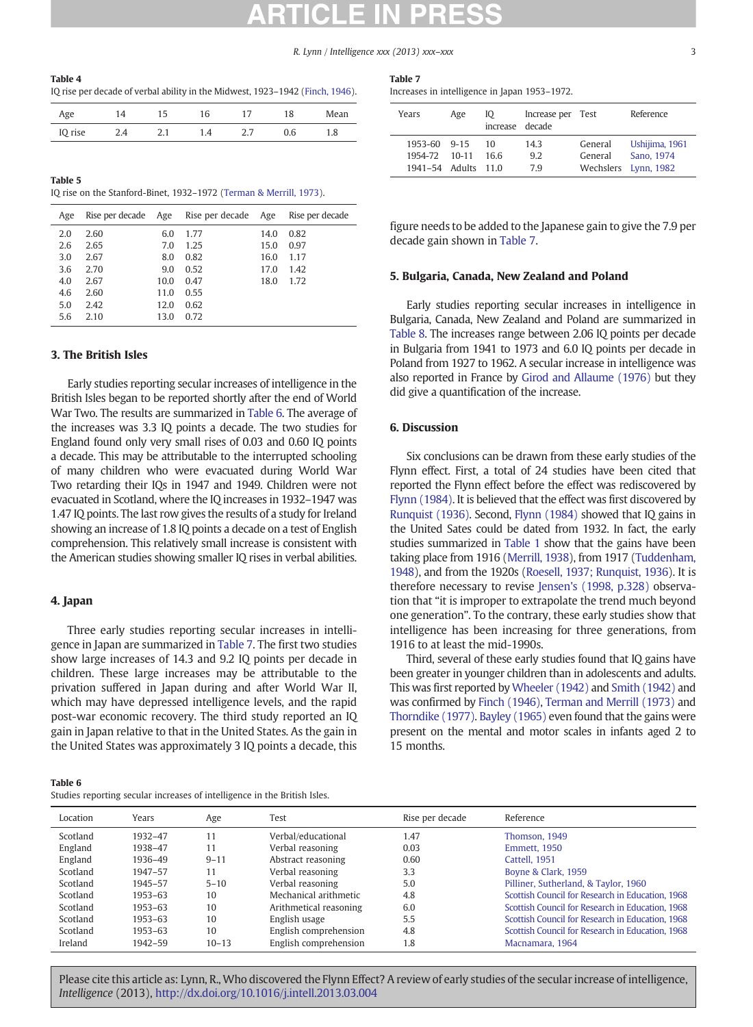**Table 4**
IQ rise per decade of verbal ability in the Midwest, 1923–1942 (Finch, 1946).

| Age | 14 | 15 | 16 | 17 | 18 | Mean |
|---|---|---|---|---|---|---|
| IQ rise | 2.4 | 2.1 | 1.4 | 2.7 | 0.6 | 1.8 |

**Table 5**
IQ rise on the Stanford-Binet, 1932–1972 (Terman & Merrill, 1973).

| Age | Rise per decade | Age | Rise per decade | Age | Rise per decade |
|---|---|---|---|---|---|
| 2.0 | 2.60 | 6.0 | 1.77 | 14.0 | 0.82 |
| 2.6 | 2.65 | 7.0 | 1.25 | 15.0 | 0.97 |
| 3.0 | 2.67 | 8.0 | 0.82 | 16.0 | 1.17 |
| 3.6 | 2.70 | 9.0 | 0.52 | 17.0 | 1.42 |
| 4.0 | 2.67 | 10.0 | 0.47 | 18.0 | 1.72 |
| 4.6 | 2.60 | 11.0 | 0.55 | | |
| 5.0 | 2.42 | 12.0 | 0.62 | | |
| 5.6 | 2.10 | 13.0 | 0.72 | | |

## 3. The British Isles

Early studies reporting secular increases of intelligence in the British Isles began to be reported shortly after the end of World War Two. The results are summarized in Table 6. The average of the increases was 3.3 IQ points a decade. The two studies for England found only very small rises of 0.03 and 0.60 IQ points a decade. This may be attributable to the interrupted schooling of many children who were evacuated during World War Two retarding their IQs in 1947 and 1949. Children were not evacuated in Scotland, where the IQ increases in 1932–1947 was 1.47 IQ points. The last row gives the results of a study for Ireland showing an increase of 1.8 IQ points a decade on a test of English comprehension. This relatively small increase is consistent with the American studies showing smaller IQ rises in verbal abilities.

## 4. Japan

Three early studies reporting secular increases in intelligence in Japan are summarized in Table 7. The first two studies show large increases of 14.3 and 9.2 IQ points per decade in children. These large increases may be attributable to the privation suffered in Japan during and after World War II, which may have depressed intelligence levels, and the rapid post-war economic recovery. The third study reported an IQ gain in Japan relative to that in the United States. As the gain in the United States was approximately 3 IQ points a decade, this figure needs to be added to the Japanese gain to give the 7.9 per decade gain shown in Table 7.

**Table 7**
Increases in intelligence in Japan 1953–1972.

| Years | Age | IQ increase | Increase per decade | Test | Reference |
|---|---|---|---|---|---|
| 1953-60 | 9-15 | 10 | 14.3 | General | Ushijima, 1961 |
| 1954-72 | 10-11 | 16.6 | 9.2 | General | Sano, 1974 |
| 1941–54 | Adults | 11.0 | 7.9 | Wechslers | Lynn, 1982 |

## 5. Bulgaria, Canada, New Zealand and Poland

Early studies reporting secular increases in intelligence in Bulgaria, Canada, New Zealand and Poland are summarized in Table 8. The increases range between 2.06 IQ points per decade in Bulgaria from 1941 to 1973 and 6.0 IQ points per decade in Poland from 1927 to 1962. A secular increase in intelligence was also reported in France by Girod and Allaume (1976) but they did give a quantification of the increase.

## 6. Discussion

Six conclusions can be drawn from these early studies of the Flynn effect. First, a total of 24 studies have been cited that reported the Flynn effect before the effect was rediscovered by Flynn (1984). It is believed that the effect was first discovered by Runquist (1936). Second, Flynn (1984) showed that IQ gains in the United Sates could be dated from 1932. In fact, the early studies summarized in Table 1 show that the gains have been taking place from 1916 (Merrill, 1938), from 1917 (Tuddenham, 1948), and from the 1920s (Roesell, 1937; Runquist, 1936). It is therefore necessary to revise Jensen's (1998, p.328) observation that "it is improper to extrapolate the trend much beyond one generation". To the contrary, these early studies show that intelligence has been increasing for three generations, from 1916 to at least the mid-1990s.

Third, several of these early studies found that IQ gains have been greater in younger children than in adolescents and adults. This was first reported by Wheeler (1942) and Smith (1942) and was confirmed by Finch (1946), Terman and Merrill (1973) and Thorndike (1977). Bayley (1965) even found that the gains were present on the mental and motor scales in infants aged 2 to 15 months.

**Table 6**
Studies reporting secular increases of intelligence in the British Isles.

| Location | Years | Age | Test | Rise per decade | Reference |
|---|---|---|---|---|---|
| Scotland | 1932–47 | 11 | Verbal/educational | 1.47 | Thomson, 1949 |
| England | 1938–47 | 11 | Verbal reasoning | 0.03 | Emmett, 1950 |
| England | 1936–49 | 9–11 | Abstract reasoning | 0.60 | Cattell, 1951 |
| Scotland | 1947–57 | 11 | Verbal reasoning | 3.3 | Boyne & Clark, 1959 |
| Scotland | 1945–57 | 5–10 | Verbal reasoning | 5.0 | Pilliner, Sutherland, & Taylor, 1960 |
| Scotland | 1953–63 | 10 | Mechanical arithmetic | 4.8 | Scottish Council for Research in Education, 1968 |
| Scotland | 1953–63 | 10 | Arithmetical reasoning | 6.0 | Scottish Council for Research in Education, 1968 |
| Scotland | 1953–63 | 10 | English usage | 5.5 | Scottish Council for Research in Education, 1968 |
| Scotland | 1953–63 | 10 | English comprehension | 4.8 | Scottish Council for Research in Education, 1968 |
| Ireland | 1942–59 | 10–13 | English comprehension | 1.8 | Macnamara, 1964 |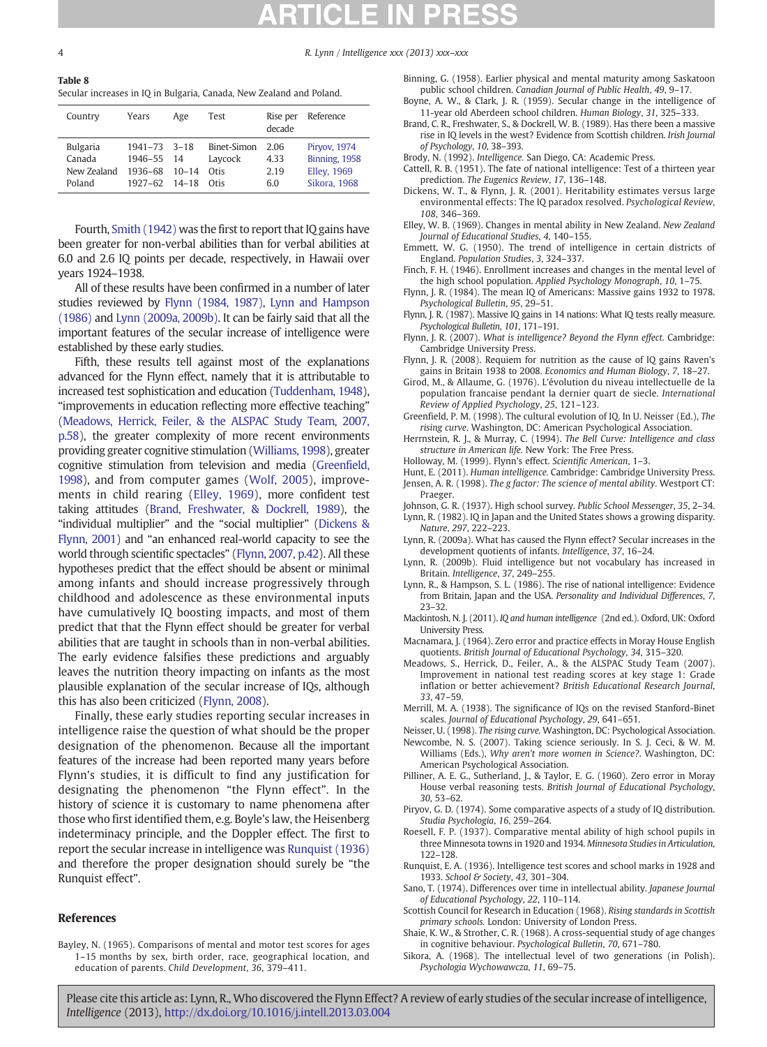**Table 8**
Secular increases in IQ in Bulgaria, Canada, New Zealand and Poland.

| Country | Years | Age | Test | Rise per decade | Reference |
|---|---|---|---|---|---|
| Bulgaria | 1941–73 | 3–18 | Binet-Simon | 2.06 | Piryov, 1974 |
| Canada | 1946–55 | 14 | Laycock | 4.33 | Binning, 1958 |
| New Zealand | 1936–68 | 10–14 | Otis | 2.19 | Elley, 1969 |
| Poland | 1927–62 | 14–18 | Otis | 6.0 | Sikora, 1968 |

Fourth, Smith (1942) was the first to report that IQ gains have been greater for non-verbal abilities than for verbal abilities at 6.0 and 2.6 IQ points per decade, respectively, in Hawaii over years 1924–1938.

All of these results have been confirmed in a number of later studies reviewed by Flynn (1984, 1987), Lynn and Hampson (1986) and Lynn (2009a, 2009b). It can be fairly said that all the important features of the secular increase of intelligence were established by these early studies.

Fifth, these results tell against most of the explanations advanced for the Flynn effect, namely that it is attributable to increased test sophistication and education (Tuddenham, 1948), "improvements in education reflecting more effective teaching" (Meadows, Herrick, Feiler, & the ALSPAC Study Team, 2007, p.58), the greater complexity of more recent environments providing greater cognitive stimulation (Williams, 1998), greater cognitive stimulation from television and media (Greenfield, 1998), and from computer games (Wolf, 2005), improvements in child rearing (Elley, 1969), more confident test taking attitudes (Brand, Freshwater, & Dockrell, 1989), the "individual multiplier" and the "social multiplier" (Dickens & Flynn, 2001) and "an enhanced real-world capacity to see the world through scientific spectacles" (Flynn, 2007, p.42). All these hypotheses predict that the effect should be absent or minimal among infants and should increase progressively through childhood and adolescence as these environmental inputs have cumulatively IQ boosting impacts, and most of them predict that that the Flynn effect should be greater for verbal abilities that are taught in schools than in non-verbal abilities. The early evidence falsifies these predictions and arguably leaves the nutrition theory impacting on infants as the most plausible explanation of the secular increase of IQs, although this has also been criticized (Flynn, 2008).

Finally, these early studies reporting secular increases in intelligence raise the question of what should be the proper designation of the phenomenon. Because all the important features of the increase had been reported many years before Flynn's studies, it is difficult to find any justification for designating the phenomenon "the Flynn effect". In the history of science it is customary to name phenomena after those who first identified them, e.g. Boyle's law, the Heisenberg indeterminacy principle, and the Doppler effect. The first to report the secular increase in intelligence was Runquist (1936) and therefore the proper designation should surely be "the Runquist effect".

## References

Bayley, N. (1965). Comparisons of mental and motor test scores for ages 1–15 months by sex, birth order, race, geographical location, and education of parents. *Child Development*, *36*, 379–411.

Binning, G. (1958). Earlier physical and mental maturity among Saskatoon public school children. *Canadian Journal of Public Health*, *49*, 9–17.

Boyne, A. W., & Clark, J. R. (1959). Secular change in the intelligence of 11-year old Aberdeen school children. *Human Biology*, *31*, 325–333.

Brand, C. R., Freshwater, S., & Dockrell, W. B. (1989). Has there been a massive rise in IQ levels in the west? Evidence from Scottish children. *Irish Journal of Psychology*, *10*, 38–393.

Brody, N. (1992). *Intelligence.* San Diego, CA: Academic Press.

Cattell, R. B. (1951). The fate of national intelligence: Test of a thirteen year prediction. *The Eugenics Review*, *17*, 136–148.

Dickens, W. T., & Flynn, J. R. (2001). Heritability estimates versus large environmental effects: The IQ paradox resolved. *Psychological Review*, *108*, 346–369.

Elley, W. B. (1969). Changes in mental ability in New Zealand. *New Zealand Journal of Educational Studies*, *4*, 140–155.

Emmett, W. G. (1950). The trend of intelligence in certain districts of England. *Population Studies*, *3*, 324–337.

Finch, F. H. (1946). Enrollment increases and changes in the mental level of the high school population. *Applied Psychology Monograph*, *10*, 1–75.

Flynn, J. R. (1984). The mean IQ of Americans: Massive gains 1932 to 1978. *Psychological Bulletin*, *95*, 29–51.

Flynn, J. R. (1987). Massive IQ gains in 14 nations: What IQ tests really measure. *Psychological Bulletin*, *101*, 171–191.

Flynn, J. R. (2007). *What is intelligence? Beyond the Flynn effect.* Cambridge: Cambridge University Press.

Flynn, J. R. (2008). Requiem for nutrition as the cause of IQ gains Raven's gains in Britain 1938 to 2008. *Economics and Human Biology*, *7*, 18–27.

Girod, M., & Allaume, G. (1976). L'évolution du niveau intellectuelle de la population francaise pendant la dernier quart de siecle. *International Review of Applied Psychology*, *25*, 121–123.

Greenfield, P. M. (1998). The cultural evolution of IQ. In U. Neisser (Ed.), *The rising curve*. Washington, DC: American Psychological Association.

Herrnstein, R. J., & Murray, C. (1994). *The Bell Curve: Intelligence and class structure in American life.* New York: The Free Press.

Holloway, M. (1999). Flynn's effect. *Scientific American*, 1–3.

Hunt, E. (2011). *Human intelligence.* Cambridge: Cambridge University Press.

Jensen, A. R. (1998). *The g factor: The science of mental ability.* Westport CT: Praeger.

Johnson, G. R. (1937). High school survey. *Public School Messenger*, *35*, 2–34.

Lynn, R. (1982). IQ in Japan and the United States shows a growing disparity. *Nature*, *297*, 222–223.

Lynn, R. (2009a). What has caused the Flynn effect? Secular increases in the development quotients of infants. *Intelligence*, *37*, 16–24.

Lynn, R. (2009b). Fluid intelligence but not vocabulary has increased in Britain. *Intelligence*, *37*, 249–255.

Lynn, R., & Hampson, S. L. (1986). The rise of national intelligence: Evidence from Britain, Japan and the USA. *Personality and Individual Differences*, *7*, 23–32.

Mackintosh, N. J. (2011). *IQ and human intelligence* (2nd ed.). Oxford, UK: Oxford University Press.

Macnamara, J. (1964). Zero error and practice effects in Moray House English quotients. *British Journal of Educational Psychology*, *34*, 315–320.

Meadows, S., Herrick, D., Feiler, A., & the ALSPAC Study Team (2007). Improvement in national test reading scores at key stage 1: Grade inflation or better achievement? *British Educational Research Journal*, *33*, 47–59.

Merrill, M. A. (1938). The significance of IQs on the revised Stanford-Binet scales. *Journal of Educational Psychology*, *29*, 641–651.

Neisser, U. (1998). *The rising curve.* Washington, DC: Psychological Association.

Newcombe, N. S. (2007). Taking science seriously. In S. J. Ceci, & W. M. Williams (Eds.), *Why aren't more women in Science?*. Washington, DC: American Psychological Association.

Pilliner, A. E. G., Sutherland, J., & Taylor, E. G. (1960). Zero error in Moray House verbal reasoning tests. *British Journal of Educational Psychology*, *30*, 53–62.

Piryov, G. D. (1974). Some comparative aspects of a study of IQ distribution. *Studia Psychologia*, *16*, 259–264.

Roesell, F. P. (1937). Comparative mental ability of high school pupils in three Minnesota towns in 1920 and 1934. *Minnesota Studies in Articulation*, 122–128.

Runquist, E. A. (1936). Intelligence test scores and school marks in 1928 and 1933. *School & Society*, *43*, 301–304.

Sano, T. (1974). Differences over time in intellectual ability. *Japanese Journal of Educational Psychology*, *22*, 110–114.

Scottish Council for Research in Education (1968). *Rising standards in Scottish primary schools.* London: University of London Press.

Shaie, K. W., & Strother, C. R. (1968). A cross-sequential study of age changes in cognitive behaviour. *Psychological Bulletin*, *70*, 671–780.

Sikora, A. (1968). The intellectual level of two generations (in Polish). *Psychologia Wychowawcza*, *11*, 69–75.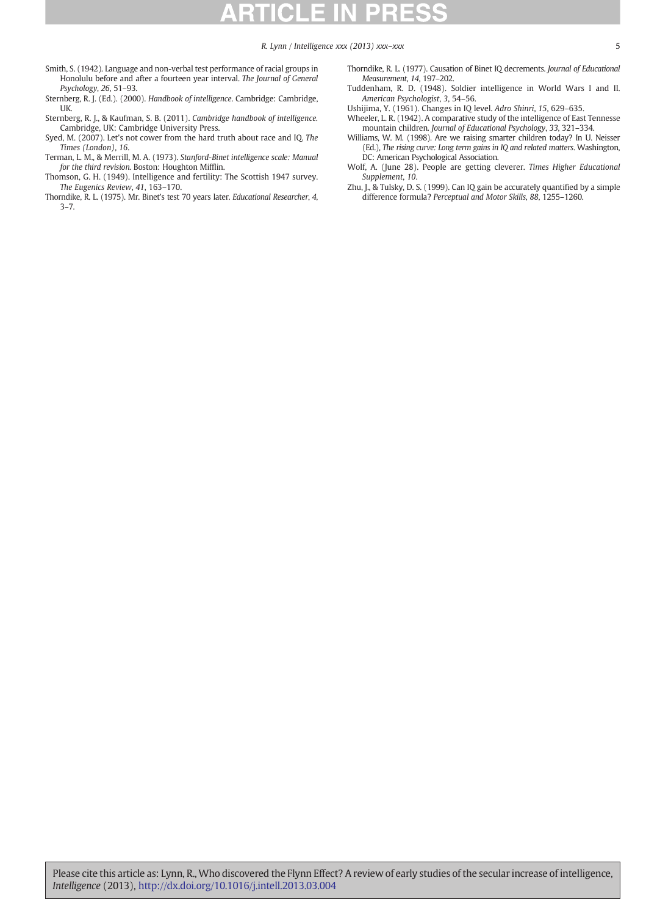Smith, S. (1942). Language and non-verbal test performance of racial groups in Honolulu before and after a fourteen year interval. *The Journal of General Psychology*, *26*, 51–93.

Sternberg, R. J. (Ed.). (2000). *Handbook of intelligence*. Cambridge: Cambridge, UK.

Sternberg, R. J., & Kaufman, S. B. (2011). *Cambridge handbook of intelligence*. Cambridge, UK: Cambridge University Press.

Syed, M. (2007). Let's not cower from the hard truth about race and IQ. *The Times (London)*, *16*.

Terman, L. M., & Merrill, M. A. (1973). *Stanford-Binet intelligence scale: Manual for the third revision*. Boston: Houghton Mifflin.

Thomson, G. H. (1949). Intelligence and fertility: The Scottish 1947 survey. *The Eugenics Review*, *41*, 163–170.

Thorndike, R. L. (1975). Mr. Binet's test 70 years later. *Educational Researcher*, *4*, 3–7.

Thorndike, R. L. (1977). Causation of Binet IQ decrements. *Journal of Educational Measurement*, *14*, 197–202.

Tuddenham, R. D. (1948). Soldier intelligence in World Wars I and II. *American Psychologist*, *3*, 54–56.

Ushijima, Y. (1961). Changes in IQ level. *Adro Shinri*, *15*, 629–635.

Wheeler, L. R. (1942). A comparative study of the intelligence of East Tennesse mountain children. *Journal of Educational Psychology*, *33*, 321–334.

Williams, W. M. (1998). Are we raising smarter children today? In U. Neisser (Ed.), *The rising curve: Long term gains in IQ and related matters*. Washington, DC: American Psychological Association.

Wolf, A. (June 28). People are getting cleverer. *Times Higher Educational Supplement*, *10*.

Zhu, J., & Tulsky, D. S. (1999). Can IQ gain be accurately quantified by a simple difference formula? *Perceptual and Motor Skills*, *88*, 1255–1260.